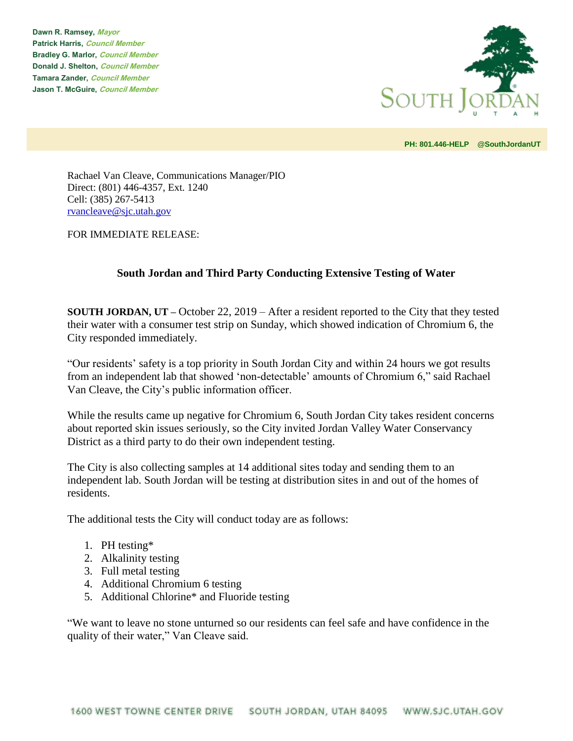Dawn R. Ramsey, *Mayor*
Patrick Harris, *Council Member*
Bradley G. Marlor, *Council Member*
Donald J. Shelton, *Council Member*
Tamara Zander, *Council Member*
Jason T. McGuire, *Council Member*

SOUTH JORDAN
UTAH

PH: 801.446-HELP @SouthJordanUT

Rachael Van Cleave, Communications Manager/PIO
Direct: (801) 446-4357, Ext. 1240
Cell: (385) 267-5413
rvancleave@sjc.utah.gov

FOR IMMEDIATE RELEASE:

## South Jordan and Third Party Conducting Extensive Testing of Water

**SOUTH JORDAN, UT –** October 22, 2019 – After a resident reported to the City that they tested their water with a consumer test strip on Sunday, which showed indication of Chromium 6, the City responded immediately.

"Our residents' safety is a top priority in South Jordan City and within 24 hours we got results from an independent lab that showed 'non-detectable' amounts of Chromium 6," said Rachael Van Cleave, the City's public information officer.

While the results came up negative for Chromium 6, South Jordan City takes resident concerns about reported skin issues seriously, so the City invited Jordan Valley Water Conservancy District as a third party to do their own independent testing.

The City is also collecting samples at 14 additional sites today and sending them to an independent lab. South Jordan will be testing at distribution sites in and out of the homes of residents.

The additional tests the City will conduct today are as follows:

1. PH testing*
2. Alkalinity testing
3. Full metal testing
4. Additional Chromium 6 testing
5. Additional Chlorine* and Fluoride testing

"We want to leave no stone unturned so our residents can feel safe and have confidence in the quality of their water," Van Cleave said.

1600 WEST TOWNE CENTER DRIVE SOUTH JORDAN, UTAH 84095 WWW.SJC.UTAH.GOV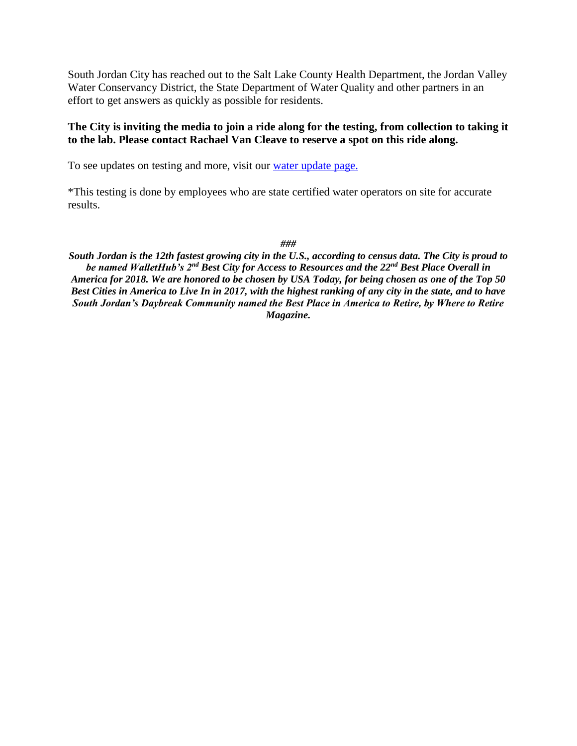South Jordan City has reached out to the Salt Lake County Health Department, the Jordan Valley Water Conservancy District, the State Department of Water Quality and other partners in an effort to get answers as quickly as possible for residents.

**The City is inviting the media to join a ride along for the testing, from collection to taking it to the lab. Please contact Rachael Van Cleave to reserve a spot on this ride along.**

To see updates on testing and more, visit our water update page.

*This testing is done by employees who are state certified water operators on site for accurate results.

***###***

***South Jordan is the 12th fastest growing city in the U.S., according to census data. The City is proud to be named WalletHub's 2nd Best City for Access to Resources and the 22nd Best Place Overall in America for 2018. We are honored to be chosen by USA Today, for being chosen as one of the Top 50 Best Cities in America to Live In in 2017, with the highest ranking of any city in the state, and to have South Jordan's Daybreak Community named the Best Place in America to Retire, by Where to Retire Magazine.***